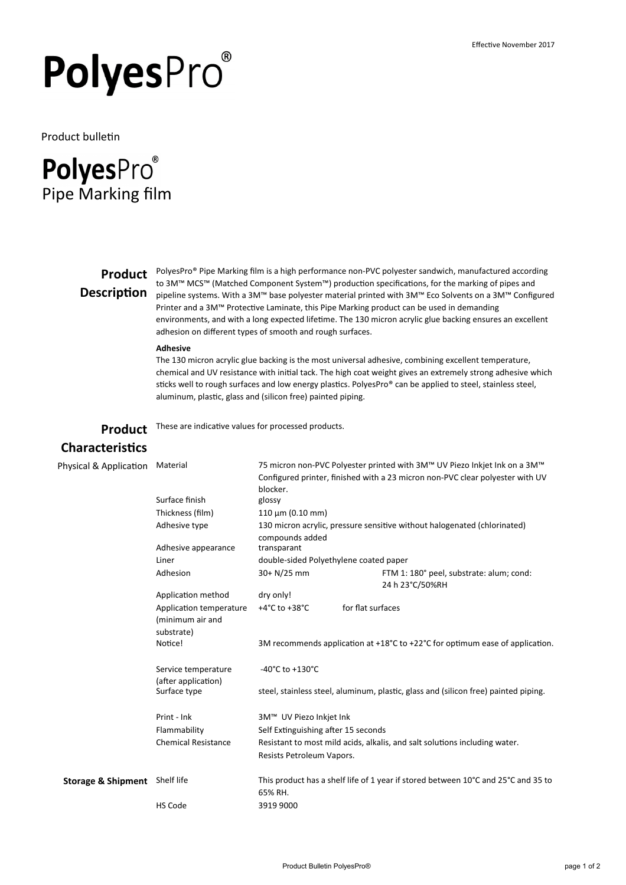Effective November 2017

# PolyesPro®

Product bulletin

## PolyesPro®
## Pipe Marking film

## Product Description

PolyesPro® Pipe Marking film is a high performance non-PVC polyester sandwich, manufactured according to 3M™ MCS™ (Matched Component System™) production specifications, for the marking of pipes and pipeline systems. With a 3M™ base polyester material printed with 3M™ Eco Solvents on a 3M™ Configured Printer and a 3M™ Protective Laminate, this Pipe Marking product can be used in demanding environments, and with a long expected lifetime. The 130 micron acrylic glue backing ensures an excellent adhesion on different types of smooth and rough surfaces.

**Adhesive**

The 130 micron acrylic glue backing is the most universal adhesive, combining excellent temperature, chemical and UV resistance with initial tack. The high coat weight gives an extremely strong adhesive which sticks well to rough surfaces and low energy plastics. PolyesPro® can be applied to steel, stainless steel, aluminum, plastic, glass and (silicon free) painted piping.

## Product Characteristics

These are indicative values for processed products.

| | | | |
|---|---|---|---|
| Physical & Application | Material | 75 micron non-PVC Polyester printed with 3M™ UV Piezo Inkjet Ink on a 3M™ Configured printer, finished with a 23 micron non-PVC clear polyester with UV blocker. | |
| | Surface finish | glossy | |
| | Thickness (film) | 110 µm (0.10 mm) | |
| | Adhesive type | 130 micron acrylic, pressure sensitive without halogenated (chlorinated) compounds added | |
| | Adhesive appearance | transparant | |
| | Liner | double-sided Polyethylene coated paper | |
| | Adhesion | 30+ N/25 mm | FTM 1: 180° peel, substrate: alum; cond: 24 h 23°C/50%RH |
| | Application method | dry only! | |
| | Application temperature (minimum air and substrate) | +4°C to +38°C | for flat surfaces |
| | Notice! | 3M recommends application at +18°C to +22°C for optimum ease of application. | |
| | Service temperature (after application) | -40°C to +130°C | |
| | Surface type | steel, stainless steel, aluminum, plastic, glass and (silicon free) painted piping. | |
| | Print - Ink | 3M™ UV Piezo Inkjet Ink | |
| | Flammability | Self Extinguishing after 15 seconds | |
| | Chemical Resistance | Resistant to most mild acids, alkalis, and salt solutions including water. Resists Petroleum Vapors. | |
| **Storage & Shipment** | Shelf life | This product has a shelf life of 1 year if stored between 10°C and 25°C and 35 to 65% RH. | |
| | HS Code | 3919 9000 | |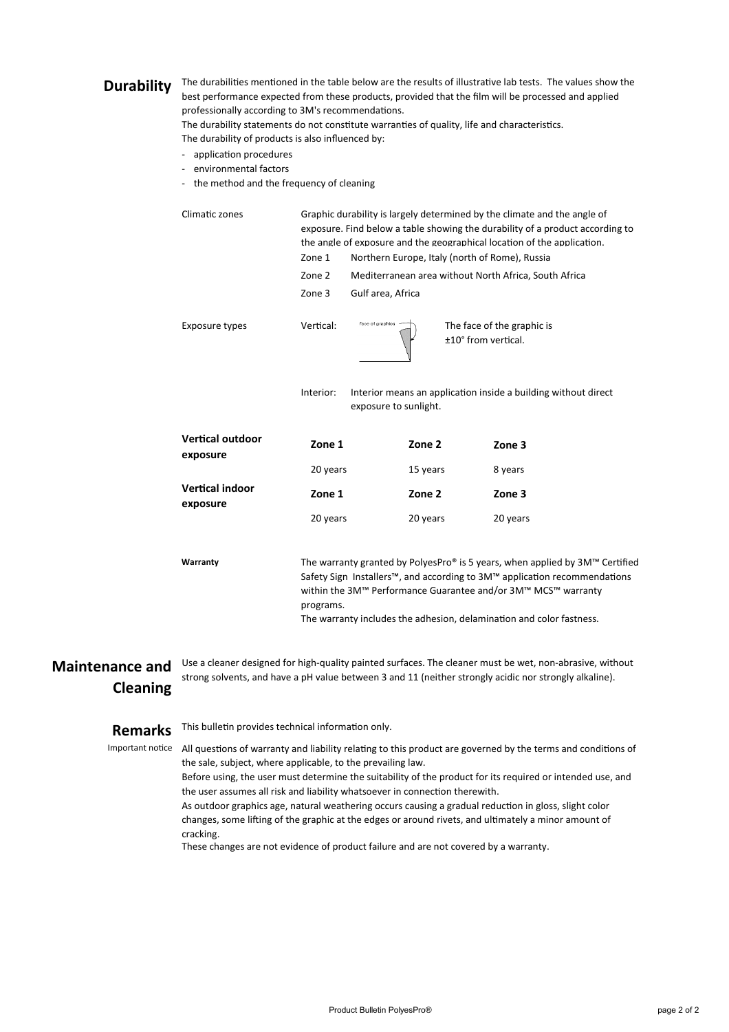## Durability

The durabilities mentioned in the table below are the results of illustrative lab tests. The values show the best performance expected from these products, provided that the film will be processed and applied professionally according to 3M's recommendations.
The durability statements do not constitute warranties of quality, life and characteristics.
The durability of products is also influenced by:

- application procedures
- environmental factors
- the method and the frequency of cleaning

Climatic zones

Graphic durability is largely determined by the climate and the angle of exposure. Find below a table showing the durability of a product according to the angle of exposure and the geographical location of the application.

| | |
|---|---|
| Zone 1 | Northern Europe, Italy (north of Rome), Russia |
| Zone 2 | Mediterranean area without North Africa, South Africa |
| Zone 3 | Gulf area, Africa |

Exposure types

Vertical: face of graphics — The face of the graphic is ±10° from vertical.

Interior: Interior means an application inside a building without direct exposure to sunlight.

| | Zone 1 | Zone 2 | Zone 3 |
|---|---|---|---|
| **Vertical outdoor exposure** | 20 years | 15 years | 8 years |
| **Vertical indoor exposure** | 20 years | 20 years | 20 years |

**Warranty**

The warranty granted by PolyesPro® is 5 years, when applied by 3M™ Certified Safety Sign Installers™, and according to 3M™ application recommendations within the 3M™ Performance Guarantee and/or 3M™ MCS™ warranty programs.
The warranty includes the adhesion, delamination and color fastness.

## Maintenance and Cleaning

Use a cleaner designed for high-quality painted surfaces. The cleaner must be wet, non-abrasive, without strong solvents, and have a pH value between 3 and 11 (neither strongly acidic nor strongly alkaline).

## Remarks

This bulletin provides technical information only.

Important notice

All questions of warranty and liability relating to this product are governed by the terms and conditions of the sale, subject, where applicable, to the prevailing law.
Before using, the user must determine the suitability of the product for its required or intended use, and the user assumes all risk and liability whatsoever in connection therewith.
As outdoor graphics age, natural weathering occurs causing a gradual reduction in gloss, slight color changes, some lifting of the graphic at the edges or around rivets, and ultimately a minor amount of cracking.
These changes are not evidence of product failure and are not covered by a warranty.